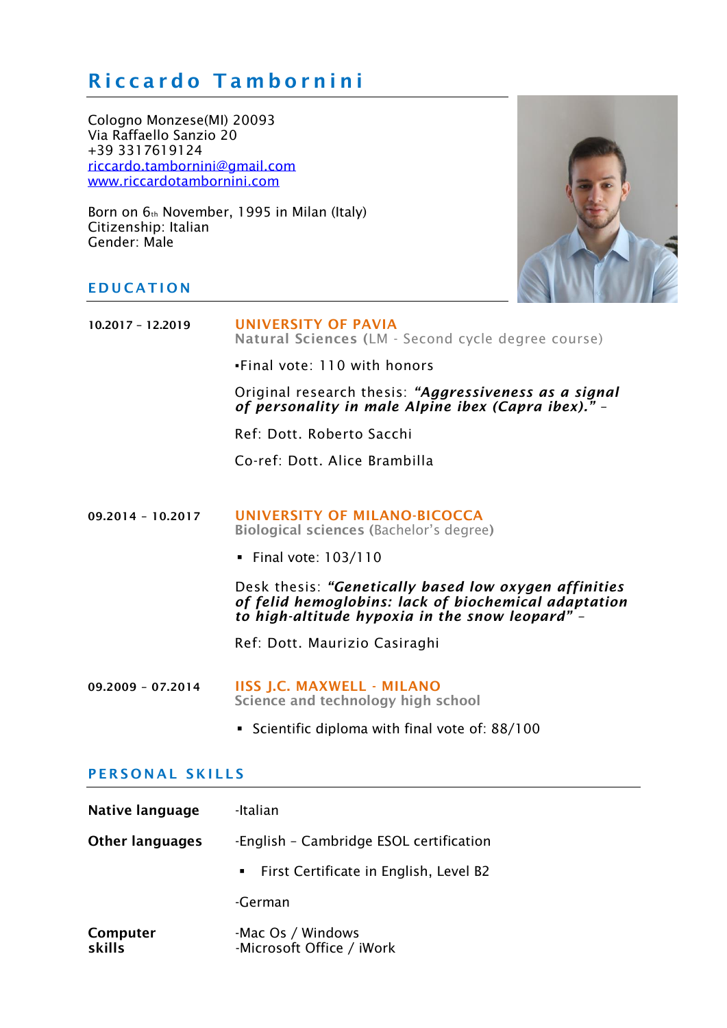# Riccardo Tambornini

Cologno Monzese(MI) 20093
Via Raffaello Sanzio 20
+39 3317619124
riccardo.tambornini@gmail.com
www.riccardotambornini.com

Born on 6th November, 1995 in Milan (Italy)
Citizenship: Italian
Gender: Male

## EDUCATION

**10.2017 – 12.2019**

**UNIVERSITY OF PAVIA**
**Natural Sciences** (LM - Second cycle degree course)

▪Final vote: 110 with honors

Original research thesis: ***"Aggressiveness as a signal of personality in male Alpine ibex (Capra ibex)."*** –

Ref: Dott. Roberto Sacchi

Co-ref: Dott. Alice Brambilla

**09.2014 – 10.2017**

**UNIVERSITY OF MILANO-BICOCCA**
**Biological sciences** (Bachelor's degree)

- Final vote: 103/110

Desk thesis: ***"Genetically based low oxygen affinities of felid hemoglobins: lack of biochemical adaptation to high-altitude hypoxia in the snow leopard"*** –

Ref: Dott. Maurizio Casiraghi

**09.2009 – 07.2014**

**IISS J.C. MAXWELL - MILANO**
**Science and technology high school**

- Scientific diploma with final vote of: 88/100

## PERSONAL SKILLS

**Native language** -Italian

**Other languages** -English – Cambridge ESOL certification

- First Certificate in English, Level B2

-German

**Computer skills** -Mac Os / Windows
-Microsoft Office / iWork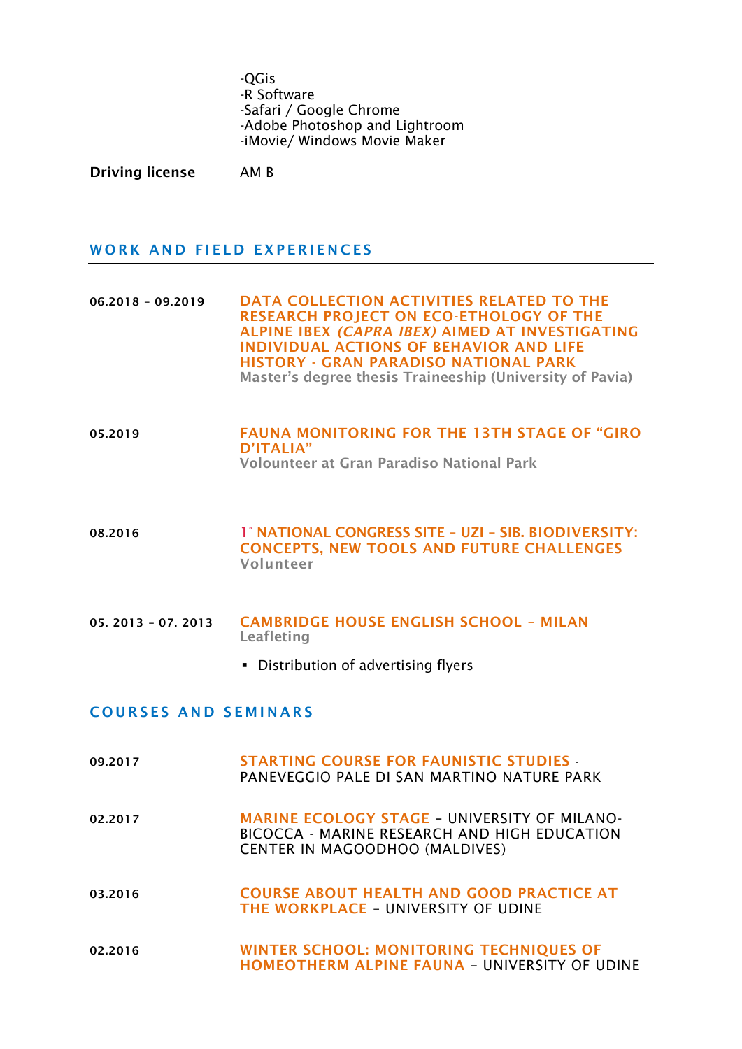-QGis
-R Software
-Safari / Google Chrome
-Adobe Photoshop and Lightroom
-iMovie/ Windows Movie Maker

**Driving license** AM B

## WORK AND FIELD EXPERIENCES

**06.2018 – 09.2019**

**DATA COLLECTION ACTIVITIES RELATED TO THE RESEARCH PROJECT ON ECO-ETHOLOGY OF THE ALPINE IBEX *(CAPRA IBEX)* AIMED AT INVESTIGATING INDIVIDUAL ACTIONS OF BEHAVIOR AND LIFE HISTORY - GRAN PARADISO NATIONAL PARK**
**Master's degree thesis Traineeship (University of Pavia)**

**05.2019**

**FAUNA MONITORING FOR THE 13TH STAGE OF "GIRO D'ITALIA"**
**Volounteer at Gran Paradiso National Park**

**08.2016**

**1° NATIONAL CONGRESS SITE – UZI – SIB. BIODIVERSITY: CONCEPTS, NEW TOOLS AND FUTURE CHALLENGES**
**Volunteer**

**05. 2013 – 07. 2013**

**CAMBRIDGE HOUSE ENGLISH SCHOOL – MILAN**
**Leafleting**

- Distribution of advertising flyers

## COURSES AND SEMINARS

**09.2017** **STARTING COURSE FOR FAUNISTIC STUDIES** - PANEVEGGIO PALE DI SAN MARTINO NATURE PARK

**02.2017** **MARINE ECOLOGY STAGE** – UNIVERSITY OF MILANO-BICOCCA - MARINE RESEARCH AND HIGH EDUCATION CENTER IN MAGOODHOO (MALDIVES)

**03.2016** **COURSE ABOUT HEALTH AND GOOD PRACTICE AT THE WORKPLACE** – UNIVERSITY OF UDINE

**02.2016** **WINTER SCHOOL: MONITORING TECHNIQUES OF HOMEOTHERM ALPINE FAUNA** – UNIVERSITY OF UDINE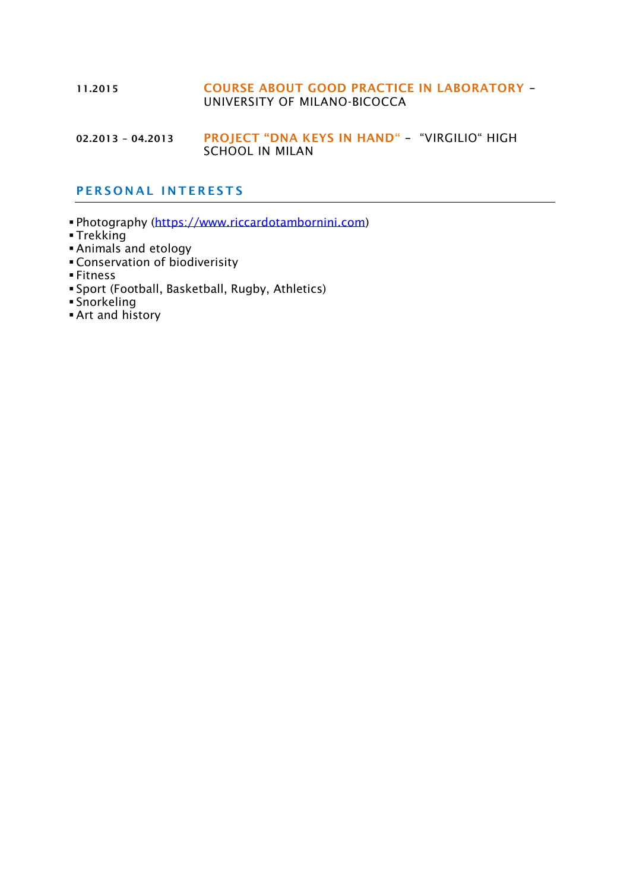11.2015 **COURSE ABOUT GOOD PRACTICE IN LABORATORY** – UNIVERSITY OF MILANO-BICOCCA

02.2013 – 04.2013 **PROJECT "DNA KEYS IN HAND"** – "VIRGILIO" HIGH SCHOOL IN MILAN

## PERSONAL INTERESTS

- Photography (https://www.riccardotambornini.com)
- Trekking
- Animals and etology
- Conservation of biodiverisity
- Fitness
- Sport (Football, Basketball, Rugby, Athletics)
- Snorkeling
- Art and history